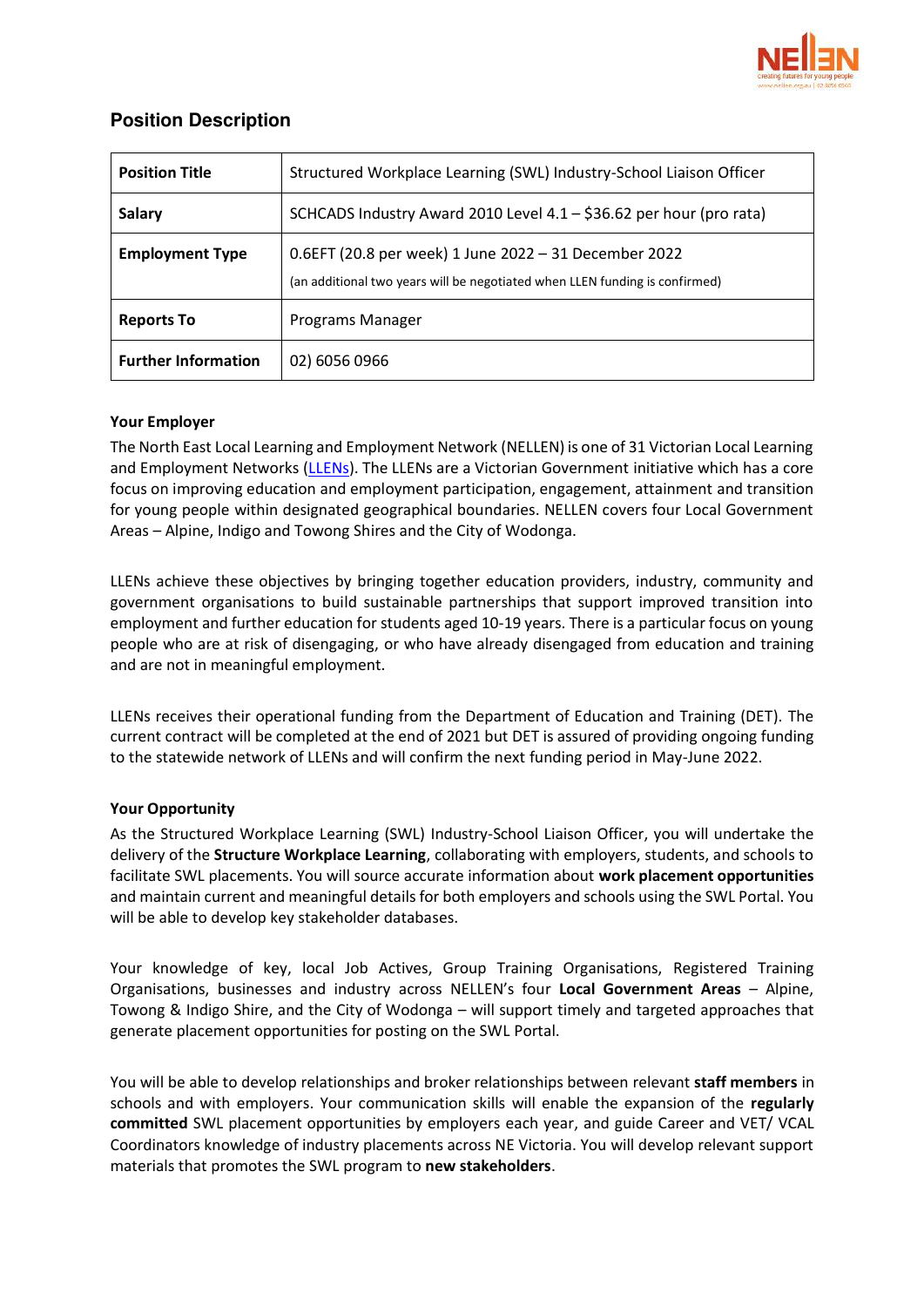## Position Description

| Position Title | Structured Workplace Learning (SWL) Industry-School Liaison Officer |
|---|---|
| Salary | SCHCADS Industry Award 2010 Level 4.1 – $36.62 per hour (pro rata) |
| Employment Type | 0.6EFT (20.8 per week) 1 June 2022 – 31 December 2022<br>(an additional two years will be negotiated when LLEN funding is confirmed) |
| Reports To | Programs Manager |
| Further Information | 02) 6056 0966 |

**Your Employer**

The North East Local Learning and Employment Network (NELLEN) is one of 31 Victorian Local Learning and Employment Networks (LLENs). The LLENs are a Victorian Government initiative which has a core focus on improving education and employment participation, engagement, attainment and transition for young people within designated geographical boundaries. NELLEN covers four Local Government Areas – Alpine, Indigo and Towong Shires and the City of Wodonga.

LLENs achieve these objectives by bringing together education providers, industry, community and government organisations to build sustainable partnerships that support improved transition into employment and further education for students aged 10-19 years. There is a particular focus on young people who are at risk of disengaging, or who have already disengaged from education and training and are not in meaningful employment.

LLENs receives their operational funding from the Department of Education and Training (DET). The current contract will be completed at the end of 2021 but DET is assured of providing ongoing funding to the statewide network of LLENs and will confirm the next funding period in May-June 2022.

**Your Opportunity**

As the Structured Workplace Learning (SWL) Industry-School Liaison Officer, you will undertake the delivery of the **Structure Workplace Learning**, collaborating with employers, students, and schools to facilitate SWL placements. You will source accurate information about **work placement opportunities** and maintain current and meaningful details for both employers and schools using the SWL Portal. You will be able to develop key stakeholder databases.

Your knowledge of key, local Job Actives, Group Training Organisations, Registered Training Organisations, businesses and industry across NELLEN's four **Local Government Areas** – Alpine, Towong & Indigo Shire, and the City of Wodonga – will support timely and targeted approaches that generate placement opportunities for posting on the SWL Portal.

You will be able to develop relationships and broker relationships between relevant **staff members** in schools and with employers. Your communication skills will enable the expansion of the **regularly committed** SWL placement opportunities by employers each year, and guide Career and VET/ VCAL Coordinators knowledge of industry placements across NE Victoria. You will develop relevant support materials that promotes the SWL program to **new stakeholders**.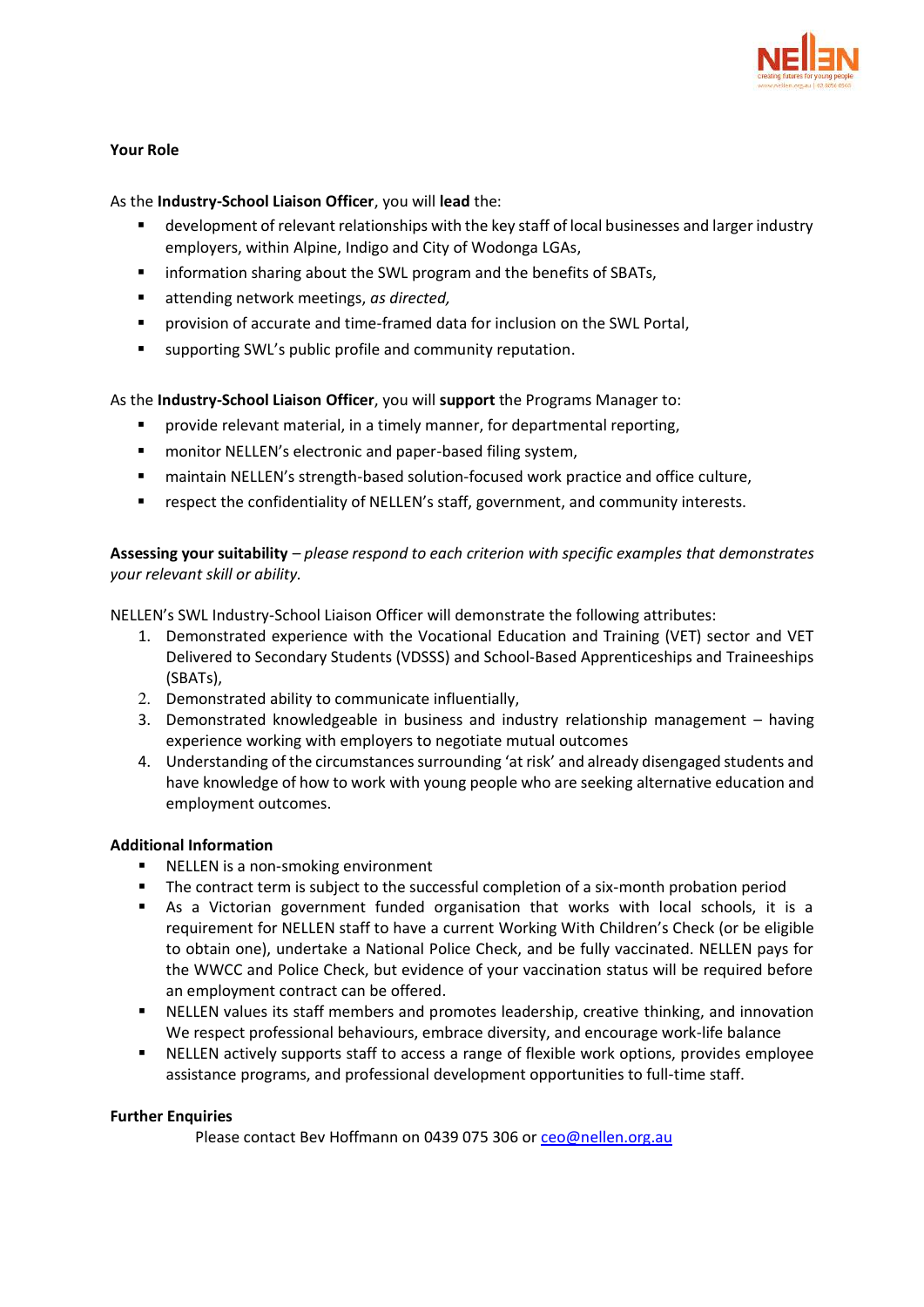**Your Role**

As the **Industry-School Liaison Officer**, you will **lead** the:

- development of relevant relationships with the key staff of local businesses and larger industry employers, within Alpine, Indigo and City of Wodonga LGAs,
- information sharing about the SWL program and the benefits of SBATs,
- attending network meetings, *as directed,*
- provision of accurate and time-framed data for inclusion on the SWL Portal,
- supporting SWL's public profile and community reputation.

As the **Industry-School Liaison Officer**, you will **support** the Programs Manager to:

- provide relevant material, in a timely manner, for departmental reporting,
- monitor NELLEN's electronic and paper-based filing system,
- maintain NELLEN's strength-based solution-focused work practice and office culture,
- respect the confidentiality of NELLEN's staff, government, and community interests.

**Assessing your suitability** – *please respond to each criterion with specific examples that demonstrates your relevant skill or ability.*

NELLEN's SWL Industry-School Liaison Officer will demonstrate the following attributes:

1. Demonstrated experience with the Vocational Education and Training (VET) sector and VET Delivered to Secondary Students (VDSSS) and School-Based Apprenticeships and Traineeships (SBATs),
2. Demonstrated ability to communicate influentially,
3. Demonstrated knowledgeable in business and industry relationship management – having experience working with employers to negotiate mutual outcomes
4. Understanding of the circumstances surrounding 'at risk' and already disengaged students and have knowledge of how to work with young people who are seeking alternative education and employment outcomes.

**Additional Information**

- NELLEN is a non-smoking environment
- The contract term is subject to the successful completion of a six-month probation period
- As a Victorian government funded organisation that works with local schools, it is a requirement for NELLEN staff to have a current Working With Children's Check (or be eligible to obtain one), undertake a National Police Check, and be fully vaccinated. NELLEN pays for the WWCC and Police Check, but evidence of your vaccination status will be required before an employment contract can be offered.
- NELLEN values its staff members and promotes leadership, creative thinking, and innovation We respect professional behaviours, embrace diversity, and encourage work-life balance
- NELLEN actively supports staff to access a range of flexible work options, provides employee assistance programs, and professional development opportunities to full-time staff.

**Further Enquiries**

Please contact Bev Hoffmann on 0439 075 306 or ceo@nellen.org.au